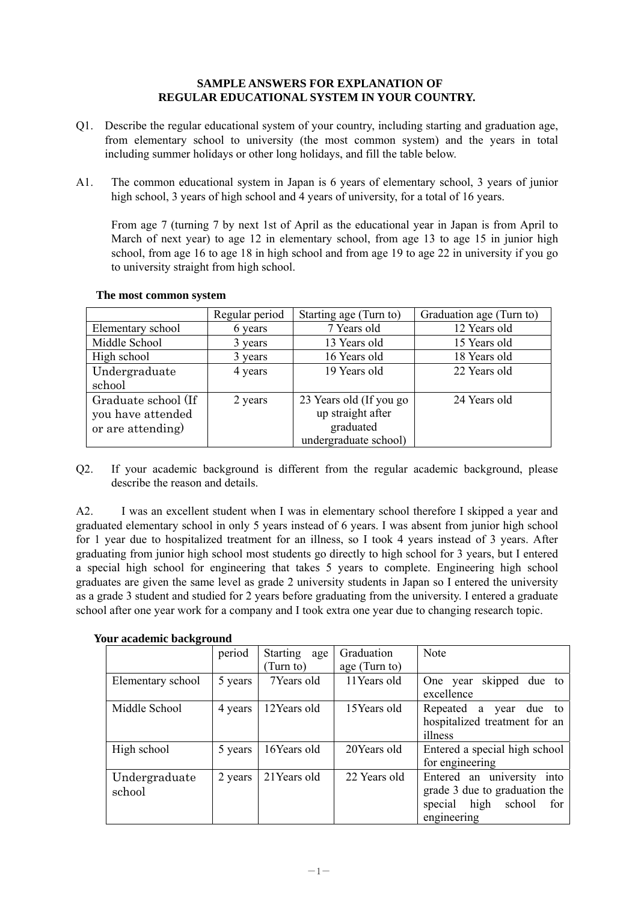# SAMPLE ANSWERS FOR EXPLANATION OF REGULAR EDUCATIONAL SYSTEM IN YOUR COUNTRY.

Q1. Describe the regular educational system of your country, including starting and graduation age, from elementary school to university (the most common system) and the years in total including summer holidays or other long holidays, and fill the table below.

A1. The common educational system in Japan is 6 years of elementary school, 3 years of junior high school, 3 years of high school and 4 years of university, for a total of 16 years.

From age 7 (turning 7 by next 1st of April as the educational year in Japan is from April to March of next year) to age 12 in elementary school, from age 13 to age 15 in junior high school, from age 16 to age 18 in high school and from age 19 to age 22 in university if you go to university straight from high school.

**The most common system**

| | Regular period | Starting age (Turn to) | Graduation age (Turn to) |
|---|---|---|---|
| Elementary school | 6 years | 7 Years old | 12 Years old |
| Middle School | 3 years | 13 Years old | 15 Years old |
| High school | 3 years | 16 Years old | 18 Years old |
| Undergraduate school | 4 years | 19 Years old | 22 Years old |
| Graduate school (If you have attended or are attending) | 2 years | 23 Years old (If you go up straight after graduated undergraduate school) | 24 Years old |

Q2. If your academic background is different from the regular academic background, please describe the reason and details.

A2. I was an excellent student when I was in elementary school therefore I skipped a year and graduated elementary school in only 5 years instead of 6 years. I was absent from junior high school for 1 year due to hospitalized treatment for an illness, so I took 4 years instead of 3 years. After graduating from junior high school most students go directly to high school for 3 years, but I entered a special high school for engineering that takes 5 years to complete. Engineering high school graduates are given the same level as grade 2 university students in Japan so I entered the university as a grade 3 student and studied for 2 years before graduating from the university. I entered a graduate school after one year work for a company and I took extra one year due to changing research topic.

**Your academic background**

| | period | Starting age (Turn to) | Graduation age (Turn to) | Note |
|---|---|---|---|---|
| Elementary school | 5 years | 7Years old | 11Years old | One year skipped due to excellence |
| Middle School | 4 years | 12Years old | 15Years old | Repeated a year due to hospitalized treatment for an illness |
| High school | 5 years | 16Years old | 20Years old | Entered a special high school for engineering |
| Undergraduate school | 2 years | 21Years old | 22 Years old | Entered an university into grade 3 due to graduation the special high school for engineering |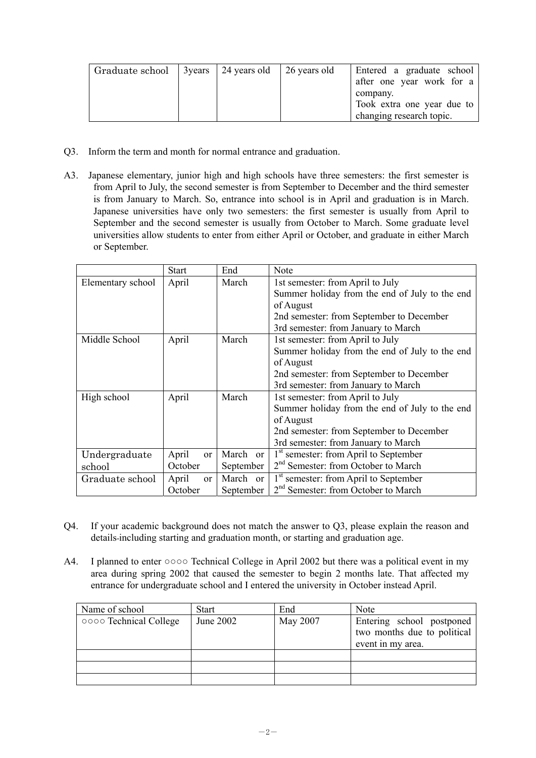| Graduate school | 3years | 24 years old | 26 years old | Entered a graduate school after one year work for a company. Took extra one year due to changing research topic. |
|---|---|---|---|---|

Q3. Inform the term and month for normal entrance and graduation.

A3. Japanese elementary, junior high and high schools have three semesters: the first semester is from April to July, the second semester is from September to December and the third semester is from January to March. So, entrance into school is in April and graduation is in March. Japanese universities have only two semesters: the first semester is usually from April to September and the second semester is usually from October to March. Some graduate level universities allow students to enter from either April or October, and graduate in either March or September.

| | Start | End | Note |
|---|---|---|---|
| Elementary school | April | March | 1st semester: from April to July<br>Summer holiday from the end of July to the end of August<br>2nd semester: from September to December<br>3rd semester: from January to March |
| Middle School | April | March | 1st semester: from April to July<br>Summer holiday from the end of July to the end of August<br>2nd semester: from September to December<br>3rd semester: from January to March |
| High school | April | March | 1st semester: from April to July<br>Summer holiday from the end of July to the end of August<br>2nd semester: from September to December<br>3rd semester: from January to March |
| Undergraduate school | April or October | March or September | 1st semester: from April to September<br>2nd Semester: from October to March |
| Graduate school | April or October | March or September | 1st semester: from April to September<br>2nd Semester: from October to March |

Q4. If your academic background does not match the answer to Q3, please explain the reason and details including starting and graduation month, or starting and graduation age.

A4. I planned to enter ○○○○ Technical College in April 2002 but there was a political event in my area during spring 2002 that caused the semester to begin 2 months late. That affected my entrance for undergraduate school and I entered the university in October instead April.

| Name of school | Start | End | Note |
|---|---|---|---|
| ○○○○ Technical College | June 2002 | May 2007 | Entering school postponed two months due to political event in my area. |
| | | | |
| | | | |
| | | | |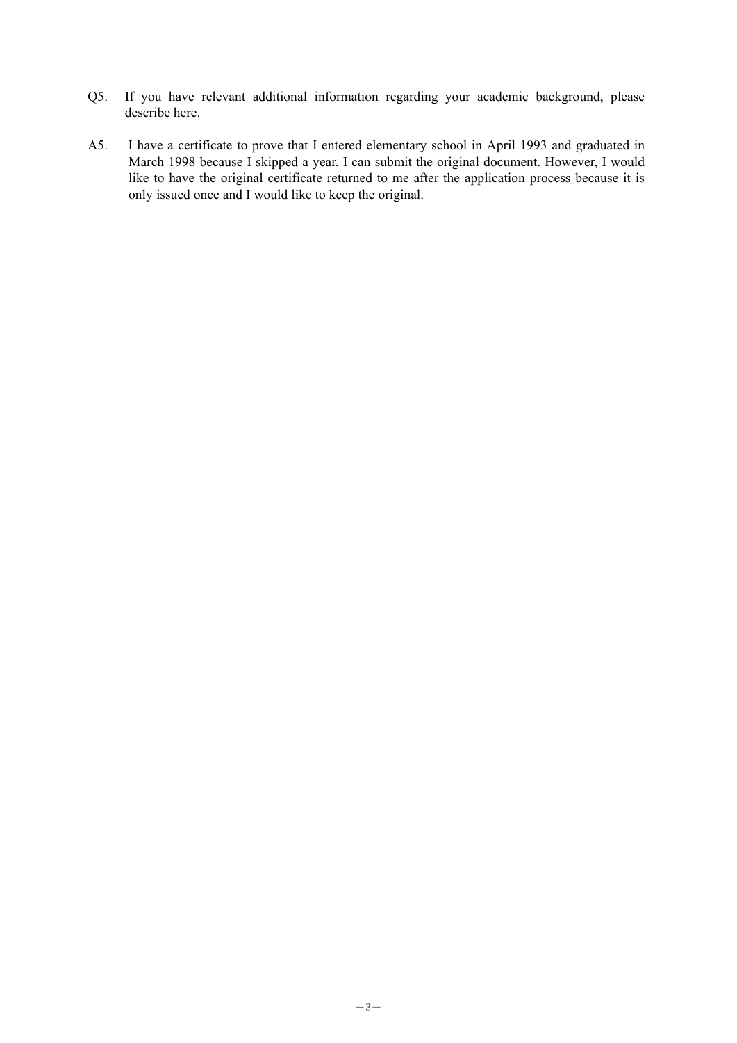Q5. If you have relevant additional information regarding your academic background, please describe here.

A5. I have a certificate to prove that I entered elementary school in April 1993 and graduated in March 1998 because I skipped a year. I can submit the original document. However, I would like to have the original certificate returned to me after the application process because it is only issued once and I would like to keep the original.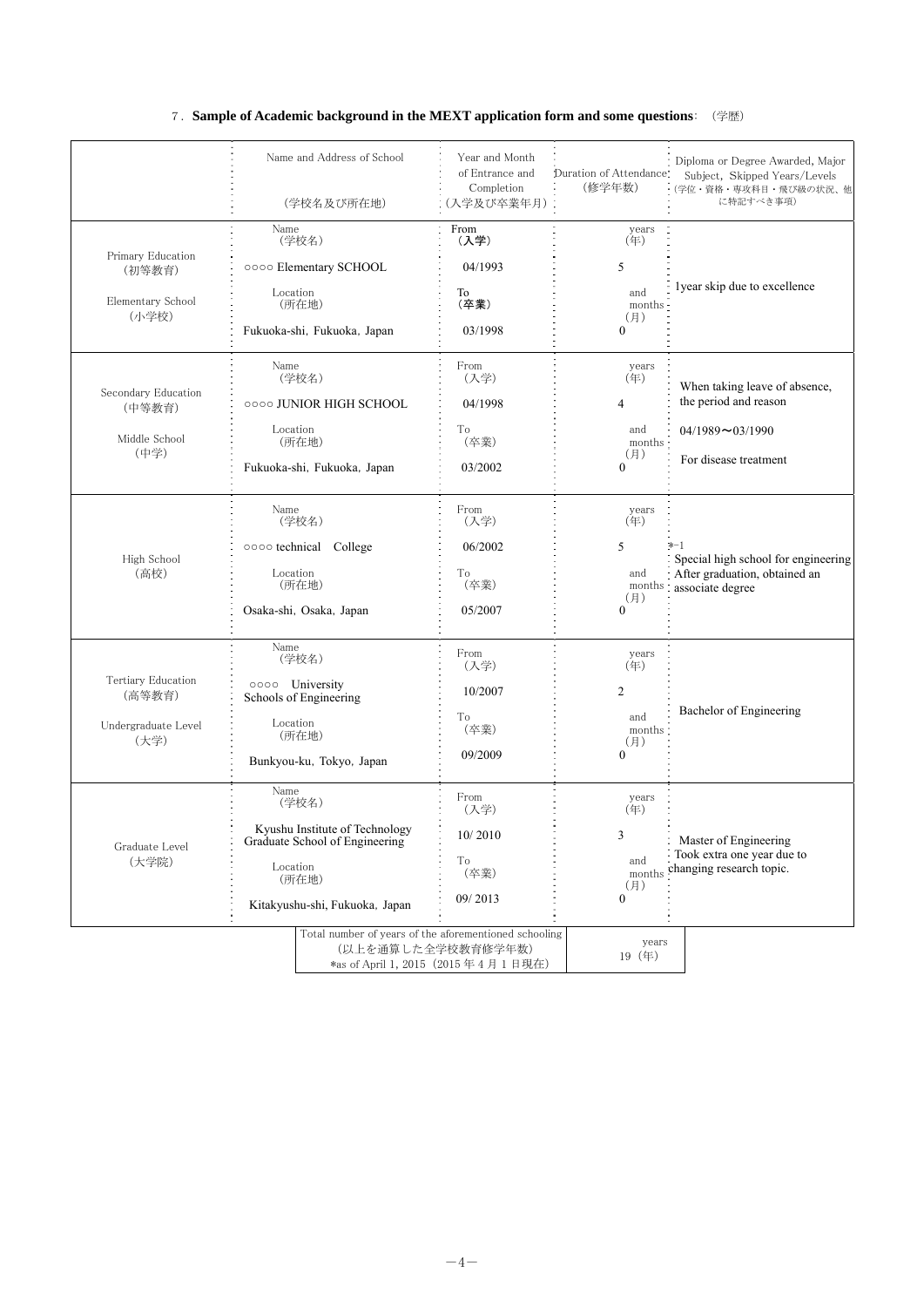## 7. **Sample of Academic background in the MEXT application form and some questions**: （学歴）

| | Name and Address of School （学校名及び所在地） | Year and Month of Entrance and Completion （入学及び卒業年月） | Duration of Attendance （修学年数） | Diploma or Degree Awarded, Major Subject, Skipped Years/Levels （学位・資格・専攻科目・飛び級の状況、他に特記すべき事項） |
|---|---|---|---|---|
| Primary Education （初等教育） Elementary School （小学校） | Name （学校名） ○○○○ Elementary SCHOOL Location （所在地） Fukuoka-shi, Fukuoka, Japan | From （入学） 04/1993 To （卒業） 03/1998 | 5 years （年） and 0 months （月） | 1year skip due to excellence |
| Secondary Education （中等教育） Middle School （中学） | Name （学校名） ○○○○ JUNIOR HIGH SCHOOL Location （所在地） Fukuoka-shi, Fukuoka, Japan | From （入学） 04/1998 To （卒業） 03/2002 | 4 years （年） and 0 months （月） | When taking leave of absence, the period and reason 04/1989～03/1990 For disease treatment |
| High School （高校） | Name （学校名） ○○○○ technical College Location （所在地） Osaka-shi, Osaka, Japan | From （入学） 06/2002 To （卒業） 05/2007 | 5 years （年） and 0 months （月） | *-1 Special high school for engineering After graduation, obtained an associate degree |
| Tertiary Education （高等教育） Undergraduate Level （大学） | Name （学校名） ○○○○ University Schools of Engineering Location （所在地） Bunkyou-ku, Tokyo, Japan | From （入学） 10/2007 To （卒業） 09/2009 | 2 years （年） and 0 months （月） | Bachelor of Engineering |
| Graduate Level （大学院） | Name （学校名） Kyushu Institute of Technology Graduate School of Engineering Location （所在地） Kitakyushu-shi, Fukuoka, Japan | From （入学） 10/ 2010 To （卒業） 09/ 2013 | 3 years （年） and 0 months （月） | Master of Engineering Took extra one year due to changing research topic. |
| | Total number of years of the aforementioned schooling （以上を通算した全学校教育修学年数） *as of April 1, 2015（2015 年 4 月 1 日現在） | | 19 years （年） | |